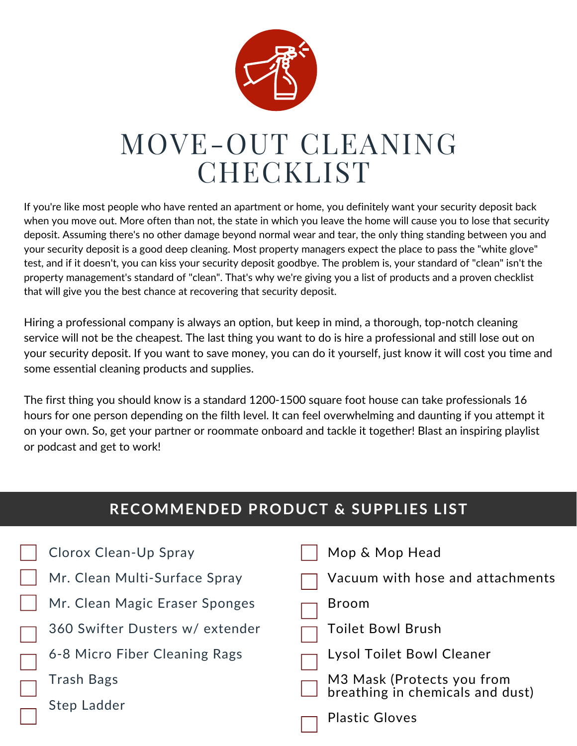# MOVE-OUT CLEANING CHECKLIST

If you're like most people who have rented an apartment or home, you definitely want your security deposit back when you move out. More often than not, the state in which you leave the home will cause you to lose that security deposit. Assuming there's no other damage beyond normal wear and tear, the only thing standing between you and your security deposit is a good deep cleaning. Most property managers expect the place to pass the "white glove" test, and if it doesn't, you can kiss your security deposit goodbye. The problem is, your standard of "clean" isn't the property management's standard of "clean". That's why we're giving you a list of products and a proven checklist that will give you the best chance at recovering that security deposit.

Hiring a professional company is always an option, but keep in mind, a thorough, top-notch cleaning service will not be the cheapest. The last thing you want to do is hire a professional and still lose out on your security deposit. If you want to save money, you can do it yourself, just know it will cost you time and some essential cleaning products and supplies.

The first thing you should know is a standard 1200-1500 square foot house can take professionals 16 hours for one person depending on the filth level. It can feel overwhelming and daunting if you attempt it on your own. So, get your partner or roommate onboard and tackle it together! Blast an inspiring playlist or podcast and get to work!

## RECOMMENDED PRODUCT & SUPPLIES LIST

- [ ] Clorox Clean-Up Spray
- [ ] Mr. Clean Multi-Surface Spray
- [ ] Mr. Clean Magic Eraser Sponges
- [ ] 360 Swifter Dusters w/ extender
- [ ] 6-8 Micro Fiber Cleaning Rags
- [ ] Trash Bags
- [ ] Step Ladder
- [ ] Mop & Mop Head
- [ ] Vacuum with hose and attachments
- [ ] Broom
- [ ] Toilet Bowl Brush
- [ ] Lysol Toilet Bowl Cleaner
- [ ] M3 Mask (Protects you from breathing in chemicals and dust)
- [ ] Plastic Gloves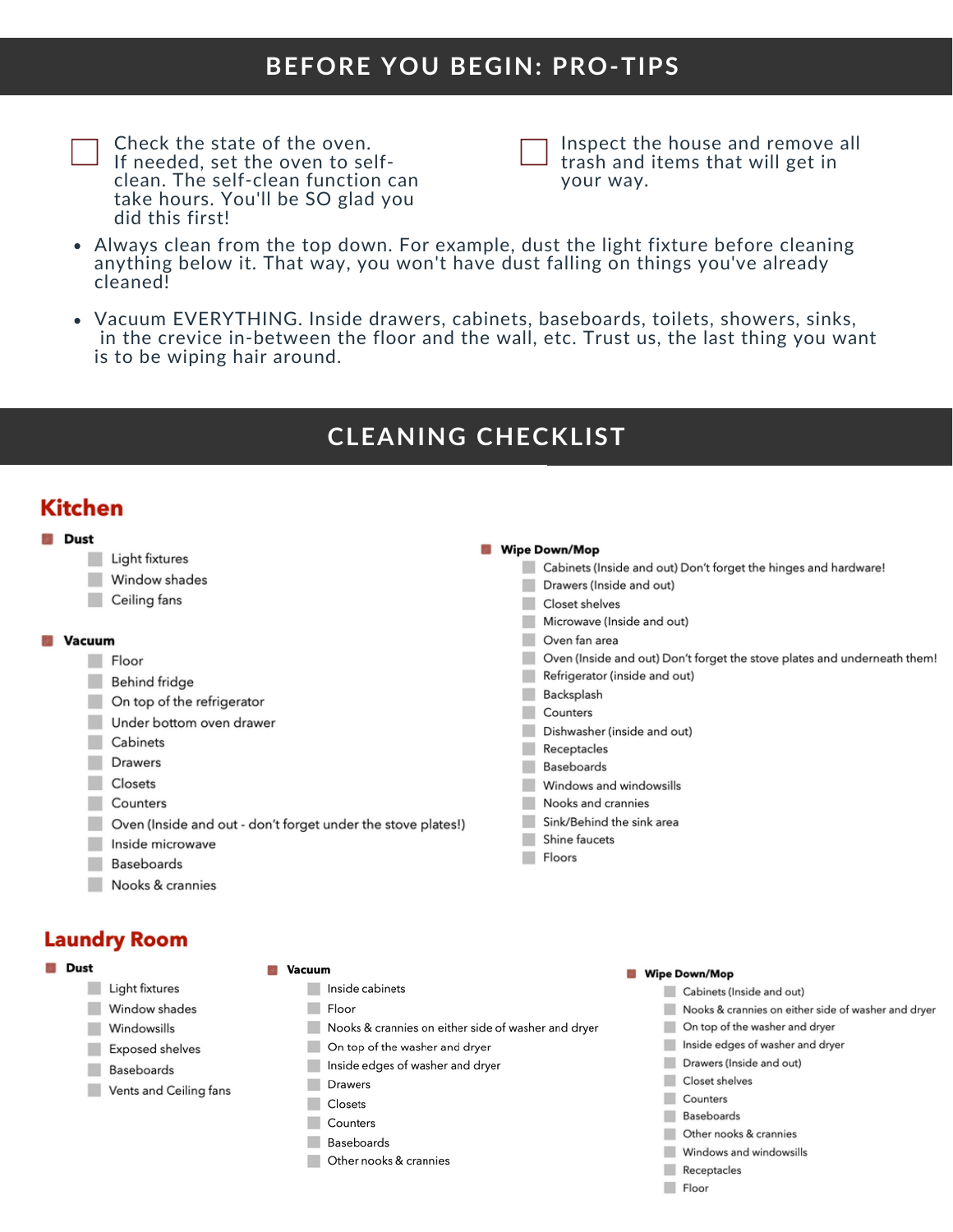## BEFORE YOU BEGIN: PRO-TIPS

- [ ] Check the state of the oven. If needed, set the oven to self-clean. The self-clean function can take hours. You'll be SO glad you did this first!
- [ ] Inspect the house and remove all trash and items that will get in your way.

- Always clean from the top down. For example, dust the light fixture before cleaning anything below it. That way, you won't have dust falling on things you've already cleaned!
- Vacuum EVERYTHING. Inside drawers, cabinets, baseboards, toilets, showers, sinks, in the crevice in-between the floor and the wall, etc. Trust us, the last thing you want is to be wiping hair around.

## CLEANING CHECKLIST

### Kitchen

**Dust**

- [ ] Light fixtures
- [ ] Window shades
- [ ] Ceiling fans

**Vacuum**

- [ ] Floor
- [ ] Behind fridge
- [ ] On top of the refrigerator
- [ ] Under bottom oven drawer
- [ ] Cabinets
- [ ] Drawers
- [ ] Closets
- [ ] Counters
- [ ] Oven (Inside and out - don't forget under the stove plates!)
- [ ] Inside microwave
- [ ] Baseboards
- [ ] Nooks & crannies

**Wipe Down/Mop**

- [ ] Cabinets (Inside and out) Don't forget the hinges and hardware!
- [ ] Drawers (Inside and out)
- [ ] Closet shelves
- [ ] Microwave (Inside and out)
- [ ] Oven fan area
- [ ] Oven (Inside and out) Don't forget the stove plates and underneath them!
- [ ] Refrigerator (inside and out)
- [ ] Backsplash
- [ ] Counters
- [ ] Dishwasher (inside and out)
- [ ] Receptacles
- [ ] Baseboards
- [ ] Windows and windowsills
- [ ] Nooks and crannies
- [ ] Sink/Behind the sink area
- [ ] Shine faucets
- [ ] Floors

### Laundry Room

**Dust**

- [ ] Light fixtures
- [ ] Window shades
- [ ] Windowsills
- [ ] Exposed shelves
- [ ] Baseboards
- [ ] Vents and Ceiling fans

**Vacuum**

- [ ] Inside cabinets
- [ ] Floor
- [ ] Nooks & crannies on either side of washer and dryer
- [ ] On top of the washer and dryer
- [ ] Inside edges of washer and dryer
- [ ] Drawers
- [ ] Closets
- [ ] Counters
- [ ] Baseboards
- [ ] Other nooks & crannies

**Wipe Down/Mop**

- [ ] Cabinets (Inside and out)
- [ ] Nooks & crannies on either side of washer and dryer
- [ ] On top of the washer and dryer
- [ ] Inside edges of washer and dryer
- [ ] Drawers (Inside and out)
- [ ] Closet shelves
- [ ] Counters
- [ ] Baseboards
- [ ] Other nooks & crannies
- [ ] Windows and windowsills
- [ ] Receptacles
- [ ] Floor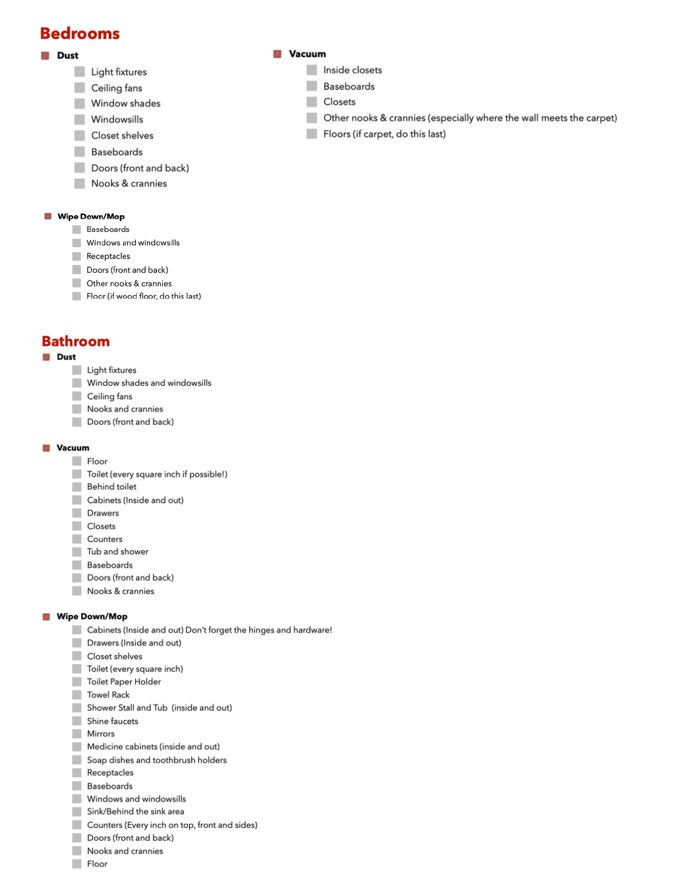## Bedrooms

- **Dust**
  - [ ] Light fixtures
  - [ ] Ceiling fans
  - [ ] Window shades
  - [ ] Windowsills
  - [ ] Closet shelves
  - [ ] Baseboards
  - [ ] Doors (front and back)
  - [ ] Nooks & crannies

- **Vacuum**
  - [ ] Inside closets
  - [ ] Baseboards
  - [ ] Closets
  - [ ] Other nooks & crannies (especially where the wall meets the carpet)
  - [ ] Floors (if carpet, do this last)

- **Wipe Down/Mop**
  - [ ] Baseboards
  - [ ] Windows and windowsills
  - [ ] Receptacles
  - [ ] Doors (front and back)
  - [ ] Other nooks & crannies
  - [ ] Floor (if wood floor, do this last)

## Bathroom

- **Dust**
  - [ ] Light fixtures
  - [ ] Window shades and windowsills
  - [ ] Ceiling fans
  - [ ] Nooks and crannies
  - [ ] Doors (front and back)

- **Vacuum**
  - [ ] Floor
  - [ ] Toilet (every square inch if possible!)
  - [ ] Behind toilet
  - [ ] Cabinets (Inside and out)
  - [ ] Drawers
  - [ ] Closets
  - [ ] Counters
  - [ ] Tub and shower
  - [ ] Baseboards
  - [ ] Doors (front and back)
  - [ ] Nooks & crannies

- **Wipe Down/Mop**
  - [ ] Cabinets (Inside and out) Don't forget the hinges and hardware!
  - [ ] Drawers (Inside and out)
  - [ ] Closet shelves
  - [ ] Toilet (every square inch)
  - [ ] Toilet Paper Holder
  - [ ] Towel Rack
  - [ ] Shower Stall and Tub (inside and out)
  - [ ] Shine faucets
  - [ ] Mirrors
  - [ ] Medicine cabinets (inside and out)
  - [ ] Soap dishes and toothbrush holders
  - [ ] Receptacles
  - [ ] Baseboards
  - [ ] Windows and windowsills
  - [ ] Sink/Behind the sink area
  - [ ] Counters (Every inch on top, front and sides)
  - [ ] Doors (front and back)
  - [ ] Nooks and crannies
  - [ ] Floor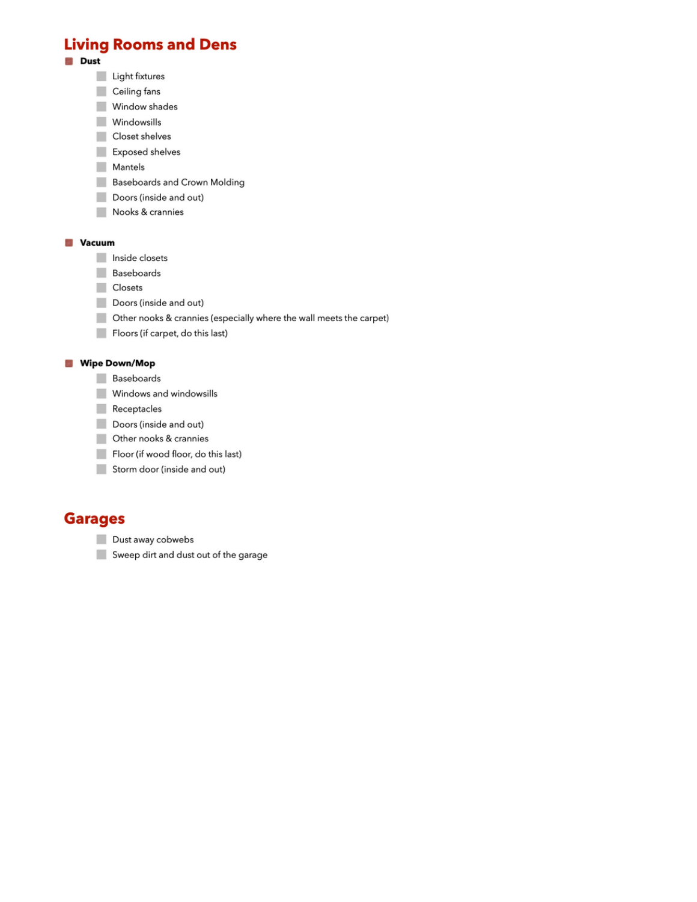## Living Rooms and Dens

- **Dust**
  - Light fixtures
  - Ceiling fans
  - Window shades
  - Windowsills
  - Closet shelves
  - Exposed shelves
  - Mantels
  - Baseboards and Crown Molding
  - Doors (inside and out)
  - Nooks & crannies

- **Vacuum**
  - Inside closets
  - Baseboards
  - Closets
  - Doors (inside and out)
  - Other nooks & crannies (especially where the wall meets the carpet)
  - Floors (if carpet, do this last)

- **Wipe Down/Mop**
  - Baseboards
  - Windows and windowsills
  - Receptacles
  - Doors (inside and out)
  - Other nooks & crannies
  - Floor (if wood floor, do this last)
  - Storm door (inside and out)

## Garages

- Dust away cobwebs
- Sweep dirt and dust out of the garage